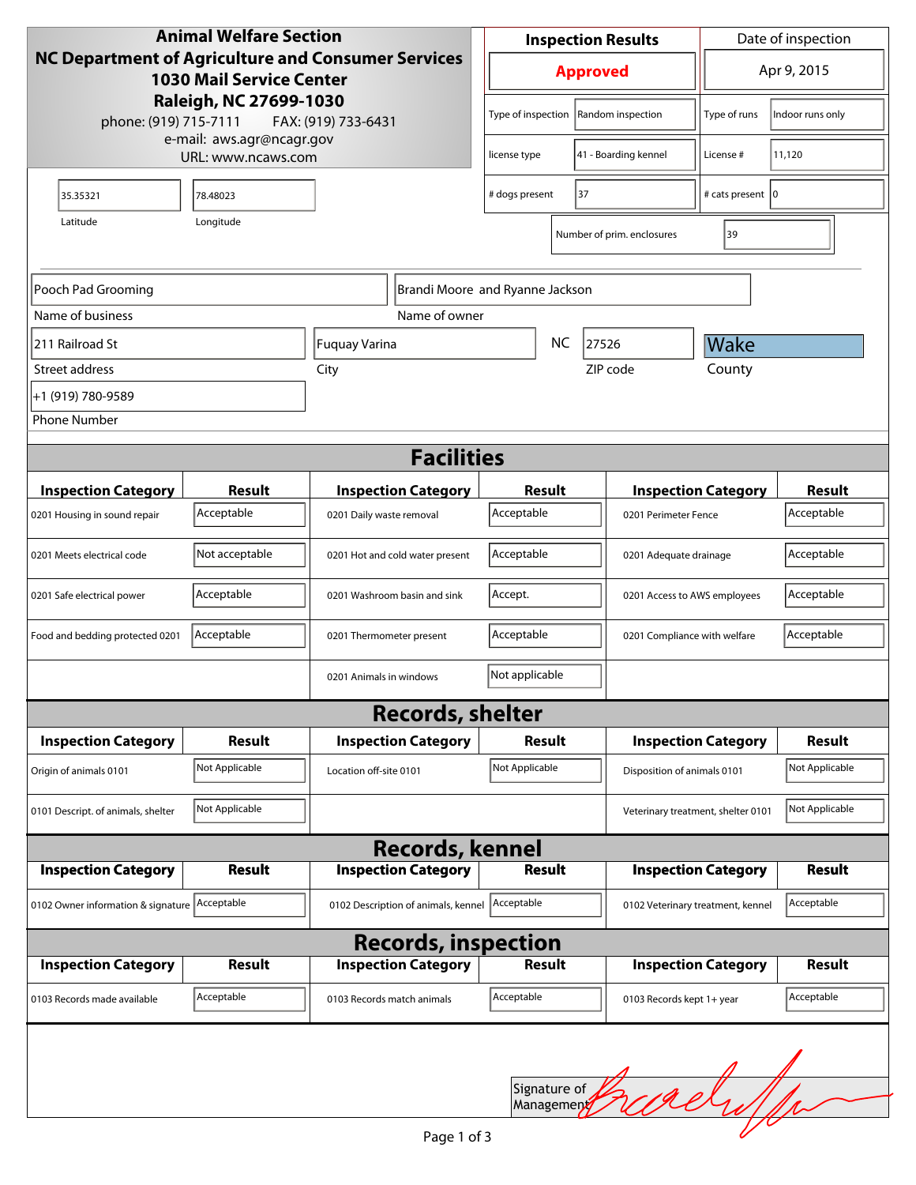# Animal Welfare Section

**NC Department of Agriculture and Consumer Services**
**1030 Mail Service Center**
**Raleigh, NC 27699-1030**

phone: (919) 715-7111 FAX: (919) 733-6431
e-mail: aws.agr@ncagr.gov
URL: www.ncaws.com

| Inspection Results | Date of inspection |
|---|---|
| **Approved** | Apr 9, 2015 |

| | | | |
|---|---|---|---|
| Type of inspection | Random inspection | Type of runs | Indoor runs only |
| license type | 41 - Boarding kennel | License # | 11,120 |
| # dogs present | 37 | # cats present | 0 |
| Number of prim. enclosures | 39 | | |

| Latitude | Longitude |
|---|---|
| 35.35321 | 78.48023 |

| | |
|---|---|
| Name of business | Pooch Pad Grooming |
| Name of owner | Brandi Moore and Ryanne Jackson |
| Street address | 211 Railroad St |
| City | Fuquay Varina |
| State | NC |
| ZIP code | 27526 |
| County | Wake |
| Phone Number | +1 (919) 780-9589 |

## Facilities

| Inspection Category | Result | Inspection Category | Result | Inspection Category | Result |
|---|---|---|---|---|---|
| 0201 Housing in sound repair | Acceptable | 0201 Daily waste removal | Acceptable | 0201 Perimeter Fence | Acceptable |
| 0201 Meets electrical code | Not acceptable | 0201 Hot and cold water present | Acceptable | 0201 Adequate drainage | Acceptable |
| 0201 Safe electrical power | Acceptable | 0201 Washroom basin and sink | Accept. | 0201 Access to AWS employees | Acceptable |
| Food and bedding protected 0201 | Acceptable | 0201 Thermometer present | Acceptable | 0201 Compliance with welfare | Acceptable |
| | | 0201 Animals in windows | Not applicable | | |

## Records, shelter

| Inspection Category | Result | Inspection Category | Result | Inspection Category | Result |
|---|---|---|---|---|---|
| Origin of animals 0101 | Not Applicable | Location off-site 0101 | Not Applicable | Disposition of animals 0101 | Not Applicable |
| 0101 Descript. of animals, shelter | Not Applicable | | | Veterinary treatment, shelter 0101 | Not Applicable |

## Records, kennel

| Inspection Category | Result | Inspection Category | Result | Inspection Category | Result |
|---|---|---|---|---|---|
| 0102 Owner information & signature | Acceptable | 0102 Description of animals, kennel | Acceptable | 0102 Veterinary treatment, kennel | Acceptable |

## Records, inspection

| Inspection Category | Result | Inspection Category | Result | Inspection Category | Result |
|---|---|---|---|---|---|
| 0103 Records made available | Acceptable | 0103 Records match animals | Acceptable | 0103 Records kept 1+ year | Acceptable |

Signature of Management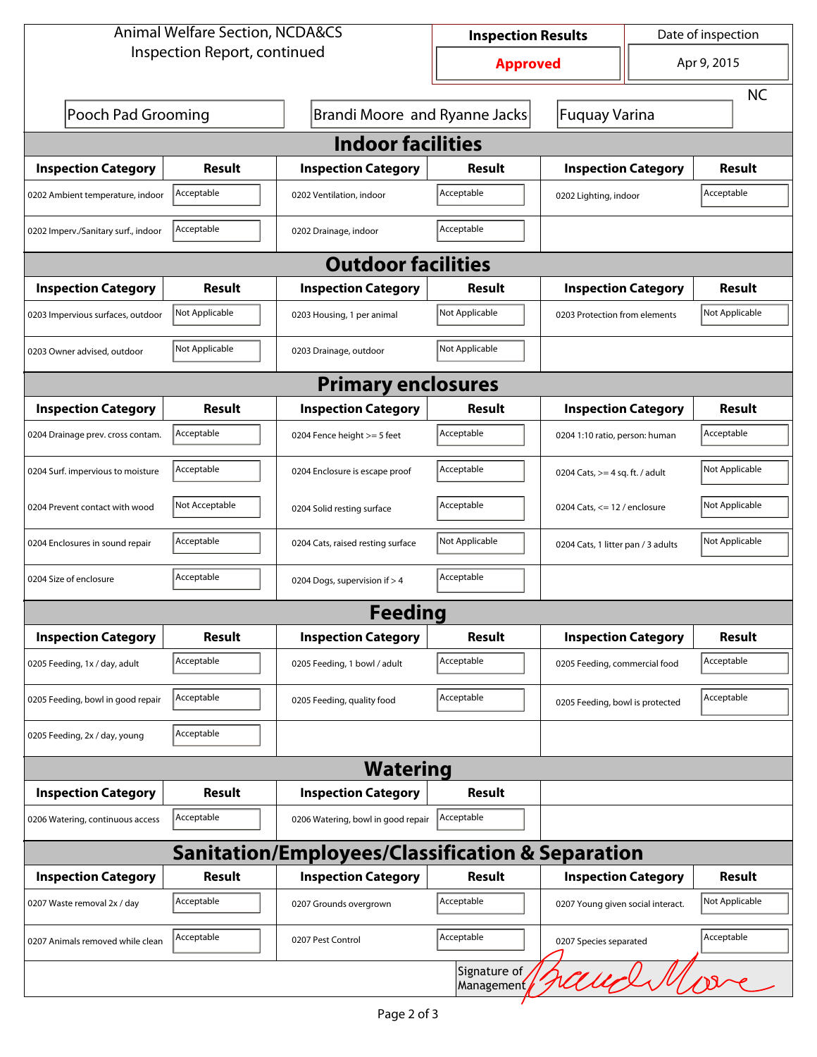Animal Welfare Section, NCDA&CS
Inspection Report, continued

| Inspection Results | Date of inspection |
|---|---|
| **Approved** | Apr 9, 2015 |

Pooch Pad Grooming | Brandi Moore and Ryanne Jacks | Fuquay Varina | NC

## Indoor facilities

| Inspection Category | Result | Inspection Category | Result | Inspection Category | Result |
|---|---|---|---|---|---|
| 0202 Ambient temperature, indoor | Acceptable | 0202 Ventilation, indoor | Acceptable | 0202 Lighting, indoor | Acceptable |
| 0202 Imperv./Sanitary surf., indoor | Acceptable | 0202 Drainage, indoor | Acceptable | | |

## Outdoor facilities

| Inspection Category | Result | Inspection Category | Result | Inspection Category | Result |
|---|---|---|---|---|---|
| 0203 Impervious surfaces, outdoor | Not Applicable | 0203 Housing, 1 per animal | Not Applicable | 0203 Protection from elements | Not Applicable |
| 0203 Owner advised, outdoor | Not Applicable | 0203 Drainage, outdoor | Not Applicable | | |

## Primary enclosures

| Inspection Category | Result | Inspection Category | Result | Inspection Category | Result |
|---|---|---|---|---|---|
| 0204 Drainage prev. cross contam. | Acceptable | 0204 Fence height >= 5 feet | Acceptable | 0204 1:10 ratio, person: human | Acceptable |
| 0204 Surf. impervious to moisture | Acceptable | 0204 Enclosure is escape proof | Acceptable | 0204 Cats, >= 4 sq. ft. / adult | Not Applicable |
| 0204 Prevent contact with wood | Not Acceptable | 0204 Solid resting surface | Acceptable | 0204 Cats, <= 12 / enclosure | Not Applicable |
| 0204 Enclosures in sound repair | Acceptable | 0204 Cats, raised resting surface | Not Applicable | 0204 Cats, 1 litter pan / 3 adults | Not Applicable |
| 0204 Size of enclosure | Acceptable | 0204 Dogs, supervision if > 4 | Acceptable | | |

## Feeding

| Inspection Category | Result | Inspection Category | Result | Inspection Category | Result |
|---|---|---|---|---|---|
| 0205 Feeding, 1x / day, adult | Acceptable | 0205 Feeding, 1 bowl / adult | Acceptable | 0205 Feeding, commercial food | Acceptable |
| 0205 Feeding, bowl in good repair | Acceptable | 0205 Feeding, quality food | Acceptable | 0205 Feeding, bowl is protected | Acceptable |
| 0205 Feeding, 2x / day, young | Acceptable | | | | |

## Watering

| Inspection Category | Result | Inspection Category | Result |
|---|---|---|---|
| 0206 Watering, continuous access | Acceptable | 0206 Watering, bowl in good repair | Acceptable |

## Sanitation/Employees/Classification & Separation

| Inspection Category | Result | Inspection Category | Result | Inspection Category | Result |
|---|---|---|---|---|---|
| 0207 Waste removal 2x / day | Acceptable | 0207 Grounds overgrown | Acceptable | 0207 Young given social interact. | Not Applicable |
| 0207 Animals removed while clean | Acceptable | 0207 Pest Control | Acceptable | 0207 Species separated | Acceptable |

Signature of Management: Brandi Moore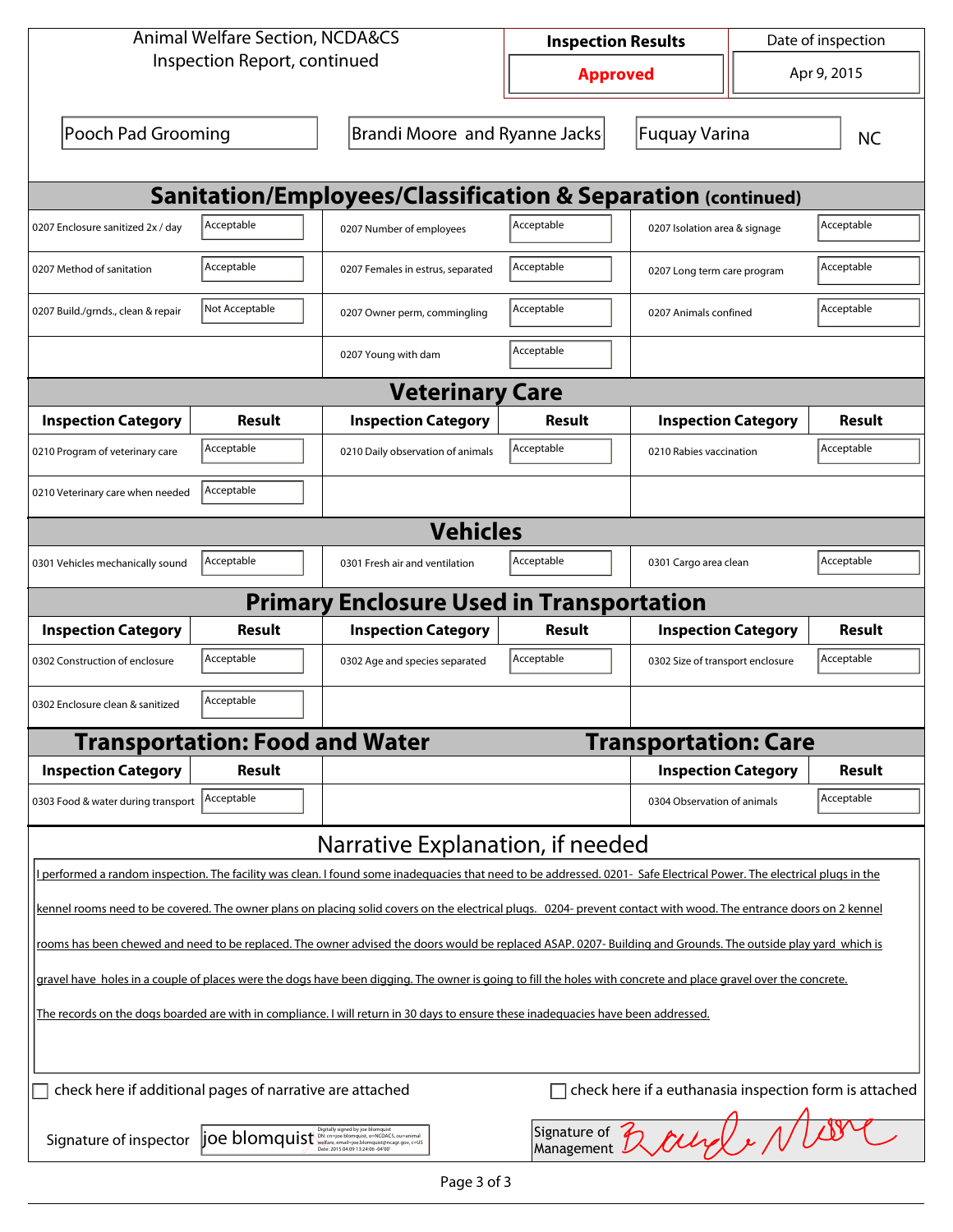Animal Welfare Section, NCDA&CS
Inspection Report, continued

| Inspection Results | Date of inspection |
|---|---|
| **Approved** | Apr 9, 2015 |

Pooch Pad Grooming | Brandi Moore and Ryanne Jacks | Fuquay Varina | NC

## Sanitation/Employees/Classification & Separation (continued)

| | | | | | |
|---|---|---|---|---|---|
| 0207 Enclosure sanitized 2x / day | Acceptable | 0207 Number of employees | Acceptable | 0207 Isolation area & signage | Acceptable |
| 0207 Method of sanitation | Acceptable | 0207 Females in estrus, separated | Acceptable | 0207 Long term care program | Acceptable |
| 0207 Build./grnds., clean & repair | Not Acceptable | 0207 Owner perm, commingling | Acceptable | 0207 Animals confined | Acceptable |
| | | 0207 Young with dam | Acceptable | | |

## Veterinary Care

| Inspection Category | Result | Inspection Category | Result | Inspection Category | Result |
|---|---|---|---|---|---|
| 0210 Program of veterinary care | Acceptable | 0210 Daily observation of animals | Acceptable | 0210 Rabies vaccination | Acceptable |
| 0210 Veterinary care when needed | Acceptable | | | | |

## Vehicles

| | | | | | |
|---|---|---|---|---|---|
| 0301 Vehicles mechanically sound | Acceptable | 0301 Fresh air and ventilation | Acceptable | 0301 Cargo area clean | Acceptable |

## Primary Enclosure Used in Transportation

| Inspection Category | Result | Inspection Category | Result | Inspection Category | Result |
|---|---|---|---|---|---|
| 0302 Construction of enclosure | Acceptable | 0302 Age and species separated | Acceptable | 0302 Size of transport enclosure | Acceptable |
| 0302 Enclosure clean & sanitized | Acceptable | | | | |

## Transportation: Food and Water / Transportation: Care

| Inspection Category | Result | | Inspection Category | Result |
|---|---|---|---|---|
| 0303 Food & water during transport | Acceptable | | 0304 Observation of animals | Acceptable |

## Narrative Explanation, if needed

I performed a random inspection. The facility was clean. I found some inadequacies that need to be addressed. 0201- Safe Electrical Power. The electrical plugs in the kennel rooms need to be covered. The owner plans on placing solid covers on the electrical plugs. 0204- prevent contact with wood. The entrance doors on 2 kennel rooms has been chewed and need to be replaced. The owner advised the doors would be replaced ASAP. 0207- Building and Grounds. The outside play yard which is gravel have holes in a couple of places were the dogs have been digging. The owner is going to fill the holes with concrete and place gravel over the concrete. The records on the dogs boarded are with in compliance. I will return in 30 days to ensure these inadequacies have been addressed.

☐ check here if additional pages of narrative are attached

☐ check here if a euthanasia inspection form is attached

Signature of inspector: joe blomquist (Digitally signed by joe blomquist, DN: cn=joe blomquist, o=NCDACS, ou=animal welfare, email=joe.blomquist@ncagr.gov, c=US, Date: 2015.04.09 13:24:06 -04'00')

Signature of Management: Brandi Moore